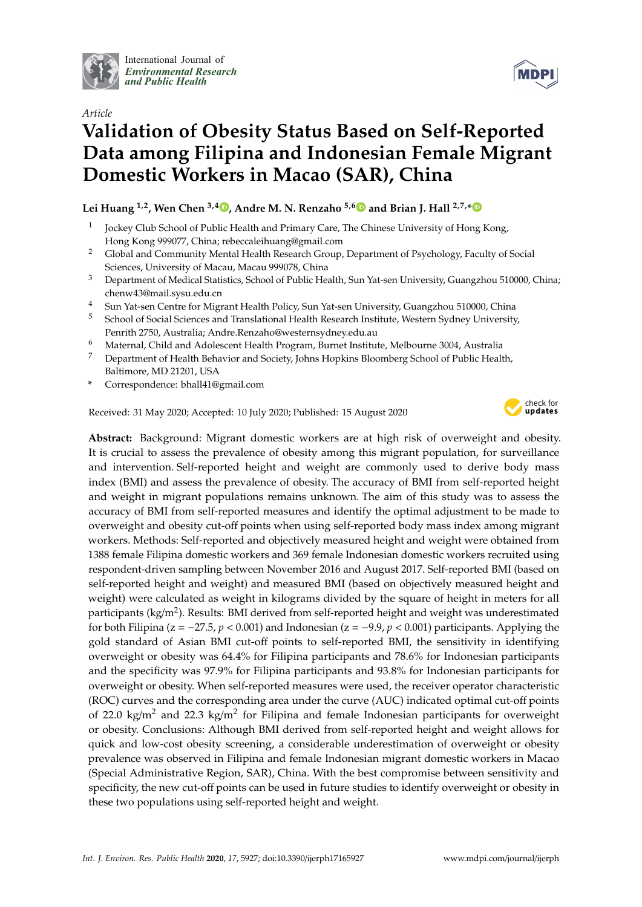International Journal of *Environmental Research and Public Health*

*Article*

# Validation of Obesity Status Based on Self-Reported Data among Filipina and Indonesian Female Migrant Domestic Workers in Macao (SAR), China

**Lei Huang [1,2], Wen Chen [3,4], Andre M. N. Renzaho [5,6] and Brian J. Hall [2,7,*]**

1. Jockey Club School of Public Health and Primary Care, The Chinese University of Hong Kong, Hong Kong 999077, China; rebeccaleihuang@gmail.com
2. Global and Community Mental Health Research Group, Department of Psychology, Faculty of Social Sciences, University of Macau, Macau 999078, China
3. Department of Medical Statistics, School of Public Health, Sun Yat-sen University, Guangzhou 510000, China; chenw43@mail.sysu.edu.cn
4. Sun Yat-sen Centre for Migrant Health Policy, Sun Yat-sen University, Guangzhou 510000, China
5. School of Social Sciences and Translational Health Research Institute, Western Sydney University, Penrith 2750, Australia; Andre.Renzaho@westernsydney.edu.au
6. Maternal, Child and Adolescent Health Program, Burnet Institute, Melbourne 3004, Australia
7. Department of Health Behavior and Society, Johns Hopkins Bloomberg School of Public Health, Baltimore, MD 21201, USA

\* Correspondence: bhall41@gmail.com

Received: 31 May 2020; Accepted: 10 July 2020; Published: 15 August 2020

**Abstract:** Background: Migrant domestic workers are at high risk of overweight and obesity. It is crucial to assess the prevalence of obesity among this migrant population, for surveillance and intervention. Self-reported height and weight are commonly used to derive body mass index (BMI) and assess the prevalence of obesity. The accuracy of BMI from self-reported height and weight in migrant populations remains unknown. The aim of this study was to assess the accuracy of BMI from self-reported measures and identify the optimal adjustment to be made to overweight and obesity cut-off points when using self-reported body mass index among migrant workers. Methods: Self-reported and objectively measured height and weight were obtained from 1388 female Filipina domestic workers and 369 female Indonesian domestic workers recruited using respondent-driven sampling between November 2016 and August 2017. Self-reported BMI (based on self-reported height and weight) and measured BMI (based on objectively measured height and weight) were calculated as weight in kilograms divided by the square of height in meters for all participants (kg/m$^2$). Results: BMI derived from self-reported height and weight was underestimated for both Filipina ($z = -27.5$, $p < 0.001$) and Indonesian ($z = -9.9$, $p < 0.001$) participants. Applying the gold standard of Asian BMI cut-off points to self-reported BMI, the sensitivity in identifying overweight or obesity was 64.4% for Filipina participants and 78.6% for Indonesian participants and the specificity was 97.9% for Filipina participants and 93.8% for Indonesian participants for overweight or obesity. When self-reported measures were used, the receiver operator characteristic (ROC) curves and the corresponding area under the curve (AUC) indicated optimal cut-off points of 22.0 kg/m$^2$ and 22.3 kg/m$^2$ for Filipina and female Indonesian participants for overweight or obesity. Conclusions: Although BMI derived from self-reported height and weight allows for quick and low-cost obesity screening, a considerable underestimation of overweight or obesity prevalence was observed in Filipina and female Indonesian migrant domestic workers in Macao (Special Administrative Region, SAR), China. With the best compromise between sensitivity and specificity, the new cut-off points can be used in future studies to identify overweight or obesity in these two populations using self-reported height and weight.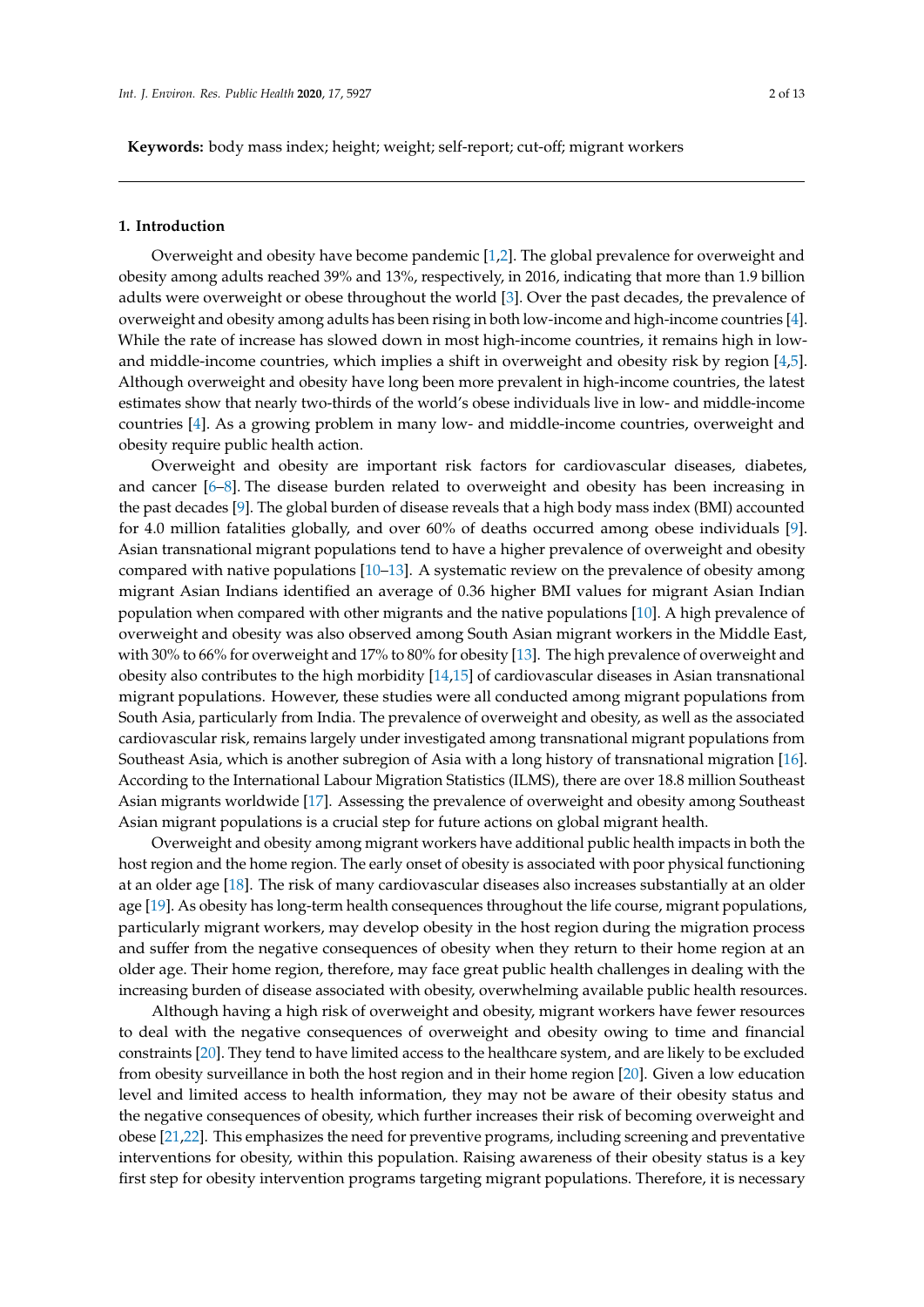**Keywords:** body mass index; height; weight; self-report; cut-off; migrant workers

## 1. Introduction

Overweight and obesity have become pandemic [1,2]. The global prevalence for overweight and obesity among adults reached 39% and 13%, respectively, in 2016, indicating that more than 1.9 billion adults were overweight or obese throughout the world [3]. Over the past decades, the prevalence of overweight and obesity among adults has been rising in both low-income and high-income countries [4]. While the rate of increase has slowed down in most high-income countries, it remains high in low- and middle-income countries, which implies a shift in overweight and obesity risk by region [4,5]. Although overweight and obesity have long been more prevalent in high-income countries, the latest estimates show that nearly two-thirds of the world's obese individuals live in low- and middle-income countries [4]. As a growing problem in many low- and middle-income countries, overweight and obesity require public health action.

Overweight and obesity are important risk factors for cardiovascular diseases, diabetes, and cancer [6–8]. The disease burden related to overweight and obesity has been increasing in the past decades [9]. The global burden of disease reveals that a high body mass index (BMI) accounted for 4.0 million fatalities globally, and over 60% of deaths occurred among obese individuals [9]. Asian transnational migrant populations tend to have a higher prevalence of overweight and obesity compared with native populations [10–13]. A systematic review on the prevalence of obesity among migrant Asian Indians identified an average of 0.36 higher BMI values for migrant Asian Indian population when compared with other migrants and the native populations [10]. A high prevalence of overweight and obesity was also observed among South Asian migrant workers in the Middle East, with 30% to 66% for overweight and 17% to 80% for obesity [13]. The high prevalence of overweight and obesity also contributes to the high morbidity [14,15] of cardiovascular diseases in Asian transnational migrant populations. However, these studies were all conducted among migrant populations from South Asia, particularly from India. The prevalence of overweight and obesity, as well as the associated cardiovascular risk, remains largely under investigated among transnational migrant populations from Southeast Asia, which is another subregion of Asia with a long history of transnational migration [16]. According to the International Labour Migration Statistics (ILMS), there are over 18.8 million Southeast Asian migrants worldwide [17]. Assessing the prevalence of overweight and obesity among Southeast Asian migrant populations is a crucial step for future actions on global migrant health.

Overweight and obesity among migrant workers have additional public health impacts in both the host region and the home region. The early onset of obesity is associated with poor physical functioning at an older age [18]. The risk of many cardiovascular diseases also increases substantially at an older age [19]. As obesity has long-term health consequences throughout the life course, migrant populations, particularly migrant workers, may develop obesity in the host region during the migration process and suffer from the negative consequences of obesity when they return to their home region at an older age. Their home region, therefore, may face great public health challenges in dealing with the increasing burden of disease associated with obesity, overwhelming available public health resources.

Although having a high risk of overweight and obesity, migrant workers have fewer resources to deal with the negative consequences of overweight and obesity owing to time and financial constraints [20]. They tend to have limited access to the healthcare system, and are likely to be excluded from obesity surveillance in both the host region and in their home region [20]. Given a low education level and limited access to health information, they may not be aware of their obesity status and the negative consequences of obesity, which further increases their risk of becoming overweight and obese [21,22]. This emphasizes the need for preventive programs, including screening and preventative interventions for obesity, within this population. Raising awareness of their obesity status is a key first step for obesity intervention programs targeting migrant populations. Therefore, it is necessary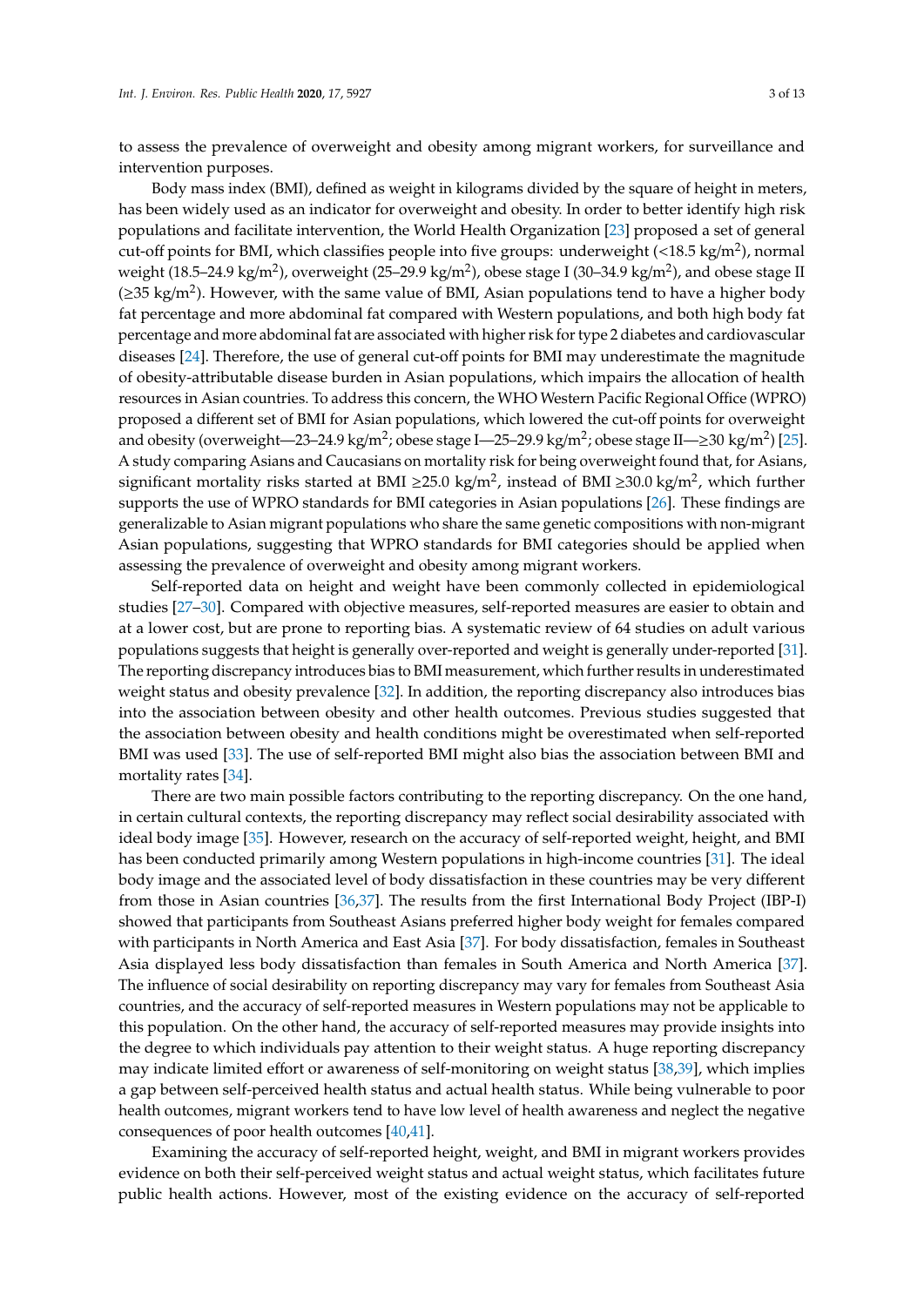to assess the prevalence of overweight and obesity among migrant workers, for surveillance and intervention purposes.

Body mass index (BMI), defined as weight in kilograms divided by the square of height in meters, has been widely used as an indicator for overweight and obesity. In order to better identify high risk populations and facilitate intervention, the World Health Organization [23] proposed a set of general cut-off points for BMI, which classifies people into five groups: underweight (<18.5 kg/m$^2$), normal weight (18.5–24.9 kg/m$^2$), overweight (25–29.9 kg/m$^2$), obese stage I (30–34.9 kg/m$^2$), and obese stage II (≥35 kg/m$^2$). However, with the same value of BMI, Asian populations tend to have a higher body fat percentage and more abdominal fat compared with Western populations, and both high body fat percentage and more abdominal fat are associated with higher risk for type 2 diabetes and cardiovascular diseases [24]. Therefore, the use of general cut-off points for BMI may underestimate the magnitude of obesity-attributable disease burden in Asian populations, which impairs the allocation of health resources in Asian countries. To address this concern, the WHO Western Pacific Regional Office (WPRO) proposed a different set of BMI for Asian populations, which lowered the cut-off points for overweight and obesity (overweight—23–24.9 kg/m$^2$; obese stage I—25–29.9 kg/m$^2$; obese stage II—≥30 kg/m$^2$) [25]. A study comparing Asians and Caucasians on mortality risk for being overweight found that, for Asians, significant mortality risks started at BMI ≥25.0 kg/m$^2$, instead of BMI ≥30.0 kg/m$^2$, which further supports the use of WPRO standards for BMI categories in Asian populations [26]. These findings are generalizable to Asian migrant populations who share the same genetic compositions with non-migrant Asian populations, suggesting that WPRO standards for BMI categories should be applied when assessing the prevalence of overweight and obesity among migrant workers.

Self-reported data on height and weight have been commonly collected in epidemiological studies [27–30]. Compared with objective measures, self-reported measures are easier to obtain and at a lower cost, but are prone to reporting bias. A systematic review of 64 studies on adult various populations suggests that height is generally over-reported and weight is generally under-reported [31]. The reporting discrepancy introduces bias to BMI measurement, which further results in underestimated weight status and obesity prevalence [32]. In addition, the reporting discrepancy also introduces bias into the association between obesity and other health outcomes. Previous studies suggested that the association between obesity and health conditions might be overestimated when self-reported BMI was used [33]. The use of self-reported BMI might also bias the association between BMI and mortality rates [34].

There are two main possible factors contributing to the reporting discrepancy. On the one hand, in certain cultural contexts, the reporting discrepancy may reflect social desirability associated with ideal body image [35]. However, research on the accuracy of self-reported weight, height, and BMI has been conducted primarily among Western populations in high-income countries [31]. The ideal body image and the associated level of body dissatisfaction in these countries may be very different from those in Asian countries [36,37]. The results from the first International Body Project (IBP-I) showed that participants from Southeast Asians preferred higher body weight for females compared with participants in North America and East Asia [37]. For body dissatisfaction, females in Southeast Asia displayed less body dissatisfaction than females in South America and North America [37]. The influence of social desirability on reporting discrepancy may vary for females from Southeast Asia countries, and the accuracy of self-reported measures in Western populations may not be applicable to this population. On the other hand, the accuracy of self-reported measures may provide insights into the degree to which individuals pay attention to their weight status. A huge reporting discrepancy may indicate limited effort or awareness of self-monitoring on weight status [38,39], which implies a gap between self-perceived health status and actual health status. While being vulnerable to poor health outcomes, migrant workers tend to have low level of health awareness and neglect the negative consequences of poor health outcomes [40,41].

Examining the accuracy of self-reported height, weight, and BMI in migrant workers provides evidence on both their self-perceived weight status and actual weight status, which facilitates future public health actions. However, most of the existing evidence on the accuracy of self-reported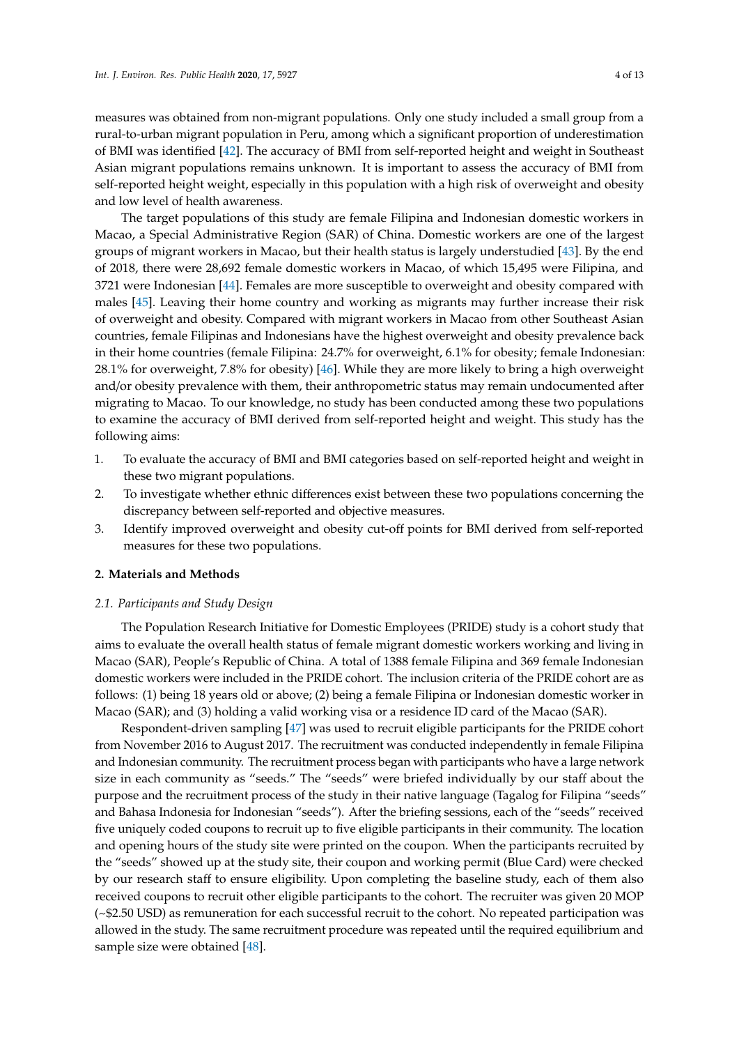measures was obtained from non-migrant populations. Only one study included a small group from a rural-to-urban migrant population in Peru, among which a significant proportion of underestimation of BMI was identified [42]. The accuracy of BMI from self-reported height and weight in Southeast Asian migrant populations remains unknown. It is important to assess the accuracy of BMI from self-reported height weight, especially in this population with a high risk of overweight and obesity and low level of health awareness.

The target populations of this study are female Filipina and Indonesian domestic workers in Macao, a Special Administrative Region (SAR) of China. Domestic workers are one of the largest groups of migrant workers in Macao, but their health status is largely understudied [43]. By the end of 2018, there were 28,692 female domestic workers in Macao, of which 15,495 were Filipina, and 3721 were Indonesian [44]. Females are more susceptible to overweight and obesity compared with males [45]. Leaving their home country and working as migrants may further increase their risk of overweight and obesity. Compared with migrant workers in Macao from other Southeast Asian countries, female Filipinas and Indonesians have the highest overweight and obesity prevalence back in their home countries (female Filipina: 24.7% for overweight, 6.1% for obesity; female Indonesian: 28.1% for overweight, 7.8% for obesity) [46]. While they are more likely to bring a high overweight and/or obesity prevalence with them, their anthropometric status may remain undocumented after migrating to Macao. To our knowledge, no study has been conducted among these two populations to examine the accuracy of BMI derived from self-reported height and weight. This study has the following aims:

1. To evaluate the accuracy of BMI and BMI categories based on self-reported height and weight in these two migrant populations.
2. To investigate whether ethnic differences exist between these two populations concerning the discrepancy between self-reported and objective measures.
3. Identify improved overweight and obesity cut-off points for BMI derived from self-reported measures for these two populations.

## 2. Materials and Methods

### 2.1. Participants and Study Design

The Population Research Initiative for Domestic Employees (PRIDE) study is a cohort study that aims to evaluate the overall health status of female migrant domestic workers working and living in Macao (SAR), People's Republic of China. A total of 1388 female Filipina and 369 female Indonesian domestic workers were included in the PRIDE cohort. The inclusion criteria of the PRIDE cohort are as follows: (1) being 18 years old or above; (2) being a female Filipina or Indonesian domestic worker in Macao (SAR); and (3) holding a valid working visa or a residence ID card of the Macao (SAR).

Respondent-driven sampling [47] was used to recruit eligible participants for the PRIDE cohort from November 2016 to August 2017. The recruitment was conducted independently in female Filipina and Indonesian community. The recruitment process began with participants who have a large network size in each community as "seeds." The "seeds" were briefed individually by our staff about the purpose and the recruitment process of the study in their native language (Tagalog for Filipina "seeds" and Bahasa Indonesia for Indonesian "seeds"). After the briefing sessions, each of the "seeds" received five uniquely coded coupons to recruit up to five eligible participants in their community. The location and opening hours of the study site were printed on the coupon. When the participants recruited by the "seeds" showed up at the study site, their coupon and working permit (Blue Card) were checked by our research staff to ensure eligibility. Upon completing the baseline study, each of them also received coupons to recruit other eligible participants to the cohort. The recruiter was given 20 MOP (~$2.50 USD) as remuneration for each successful recruit to the cohort. No repeated participation was allowed in the study. The same recruitment procedure was repeated until the required equilibrium and sample size were obtained [48].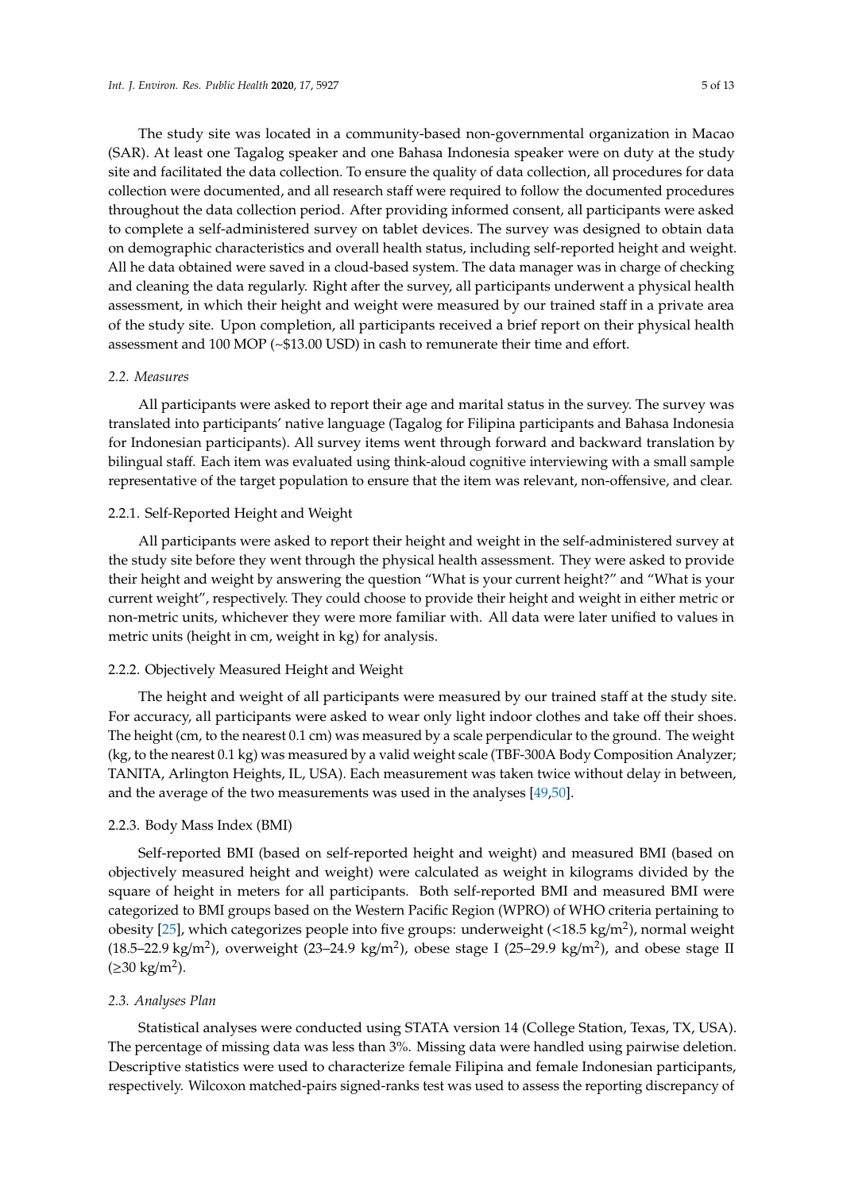The study site was located in a community-based non-governmental organization in Macao (SAR). At least one Tagalog speaker and one Bahasa Indonesia speaker were on duty at the study site and facilitated the data collection. To ensure the quality of data collection, all procedures for data collection were documented, and all research staff were required to follow the documented procedures throughout the data collection period. After providing informed consent, all participants were asked to complete a self-administered survey on tablet devices. The survey was designed to obtain data on demographic characteristics and overall health status, including self-reported height and weight. All he data obtained were saved in a cloud-based system. The data manager was in charge of checking and cleaning the data regularly. Right after the survey, all participants underwent a physical health assessment, in which their height and weight were measured by our trained staff in a private area of the study site. Upon completion, all participants received a brief report on their physical health assessment and 100 MOP (~$13.00 USD) in cash to remunerate their time and effort.

## 2.2. Measures

All participants were asked to report their age and marital status in the survey. The survey was translated into participants' native language (Tagalog for Filipina participants and Bahasa Indonesia for Indonesian participants). All survey items went through forward and backward translation by bilingual staff. Each item was evaluated using think-aloud cognitive interviewing with a small sample representative of the target population to ensure that the item was relevant, non-offensive, and clear.

### 2.2.1. Self-Reported Height and Weight

All participants were asked to report their height and weight in the self-administered survey at the study site before they went through the physical health assessment. They were asked to provide their height and weight by answering the question "What is your current height?" and "What is your current weight", respectively. They could choose to provide their height and weight in either metric or non-metric units, whichever they were more familiar with. All data were later unified to values in metric units (height in cm, weight in kg) for analysis.

### 2.2.2. Objectively Measured Height and Weight

The height and weight of all participants were measured by our trained staff at the study site. For accuracy, all participants were asked to wear only light indoor clothes and take off their shoes. The height (cm, to the nearest 0.1 cm) was measured by a scale perpendicular to the ground. The weight (kg, to the nearest 0.1 kg) was measured by a valid weight scale (TBF-300A Body Composition Analyzer; TANITA, Arlington Heights, IL, USA). Each measurement was taken twice without delay in between, and the average of the two measurements was used in the analyses [49,50].

### 2.2.3. Body Mass Index (BMI)

Self-reported BMI (based on self-reported height and weight) and measured BMI (based on objectively measured height and weight) were calculated as weight in kilograms divided by the square of height in meters for all participants. Both self-reported BMI and measured BMI were categorized to BMI groups based on the Western Pacific Region (WPRO) of WHO criteria pertaining to obesity [25], which categorizes people into five groups: underweight (<18.5 kg/m$^2$), normal weight (18.5–22.9 kg/m$^2$), overweight (23–24.9 kg/m$^2$), obese stage I (25–29.9 kg/m$^2$), and obese stage II (≥30 kg/m$^2$).

## 2.3. Analyses Plan

Statistical analyses were conducted using STATA version 14 (College Station, Texas, TX, USA). The percentage of missing data was less than 3%. Missing data were handled using pairwise deletion. Descriptive statistics were used to characterize female Filipina and female Indonesian participants, respectively. Wilcoxon matched-pairs signed-ranks test was used to assess the reporting discrepancy of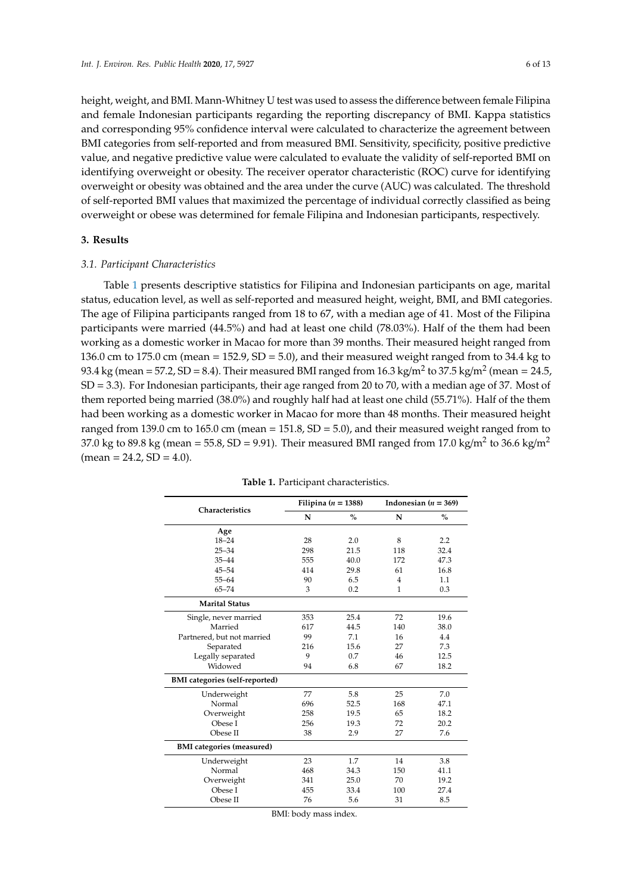height, weight, and BMI. Mann-Whitney U test was used to assess the difference between female Filipina and female Indonesian participants regarding the reporting discrepancy of BMI. Kappa statistics and corresponding 95% confidence interval were calculated to characterize the agreement between BMI categories from self-reported and from measured BMI. Sensitivity, specificity, positive predictive value, and negative predictive value were calculated to evaluate the validity of self-reported BMI on identifying overweight or obesity. The receiver operator characteristic (ROC) curve for identifying overweight or obesity was obtained and the area under the curve (AUC) was calculated. The threshold of self-reported BMI values that maximized the percentage of individual correctly classified as being overweight or obese was determined for female Filipina and Indonesian participants, respectively.

## 3. Results

### *3.1. Participant Characteristics*

Table 1 presents descriptive statistics for Filipina and Indonesian participants on age, marital status, education level, as well as self-reported and measured height, weight, BMI, and BMI categories. The age of Filipina participants ranged from 18 to 67, with a median age of 41. Most of the Filipina participants were married (44.5%) and had at least one child (78.03%). Half of the them had been working as a domestic worker in Macao for more than 39 months. Their measured height ranged from 136.0 cm to 175.0 cm (mean = 152.9, SD = 5.0), and their measured weight ranged from to 34.4 kg to 93.4 kg (mean = 57.2, SD = 8.4). Their measured BMI ranged from 16.3 kg/m$^2$ to 37.5 kg/m$^2$ (mean = 24.5, SD = 3.3). For Indonesian participants, their age ranged from 20 to 70, with a median age of 37. Most of them reported being married (38.0%) and roughly half had at least one child (55.71%). Half of the them had been working as a domestic worker in Macao for more than 48 months. Their measured height ranged from 139.0 cm to 165.0 cm (mean = 151.8, SD = 5.0), and their measured weight ranged from to 37.0 kg to 89.8 kg (mean = 55.8, SD = 9.91). Their measured BMI ranged from 17.0 kg/m$^2$ to 36.6 kg/m$^2$ (mean = 24.2, SD = 4.0).

**Table 1.** Participant characteristics.

| Characteristics | Filipina (*n* = 1388) | | Indonesian (*n* = 369) | |
|---|---|---|---|---|
| | N | % | N | % |
| **Age** | | | | |
| 18–24 | 28 | 2.0 | 8 | 2.2 |
| 25–34 | 298 | 21.5 | 118 | 32.4 |
| 35–44 | 555 | 40.0 | 172 | 47.3 |
| 45–54 | 414 | 29.8 | 61 | 16.8 |
| 55–64 | 90 | 6.5 | 4 | 1.1 |
| 65–74 | 3 | 0.2 | 1 | 0.3 |
| **Marital Status** | | | | |
| Single, never married | 353 | 25.4 | 72 | 19.6 |
| Married | 617 | 44.5 | 140 | 38.0 |
| Partnered, but not married | 99 | 7.1 | 16 | 4.4 |
| Separated | 216 | 15.6 | 27 | 7.3 |
| Legally separated | 9 | 0.7 | 46 | 12.5 |
| Widowed | 94 | 6.8 | 67 | 18.2 |
| **BMI categories (self-reported)** | | | | |
| Underweight | 77 | 5.8 | 25 | 7.0 |
| Normal | 696 | 52.5 | 168 | 47.1 |
| Overweight | 258 | 19.5 | 65 | 18.2 |
| Obese I | 256 | 19.3 | 72 | 20.2 |
| Obese II | 38 | 2.9 | 27 | 7.6 |
| **BMI categories (measured)** | | | | |
| Underweight | 23 | 1.7 | 14 | 3.8 |
| Normal | 468 | 34.3 | 150 | 41.1 |
| Overweight | 341 | 25.0 | 70 | 19.2 |
| Obese I | 455 | 33.4 | 100 | 27.4 |
| Obese II | 76 | 5.6 | 31 | 8.5 |

BMI: body mass index.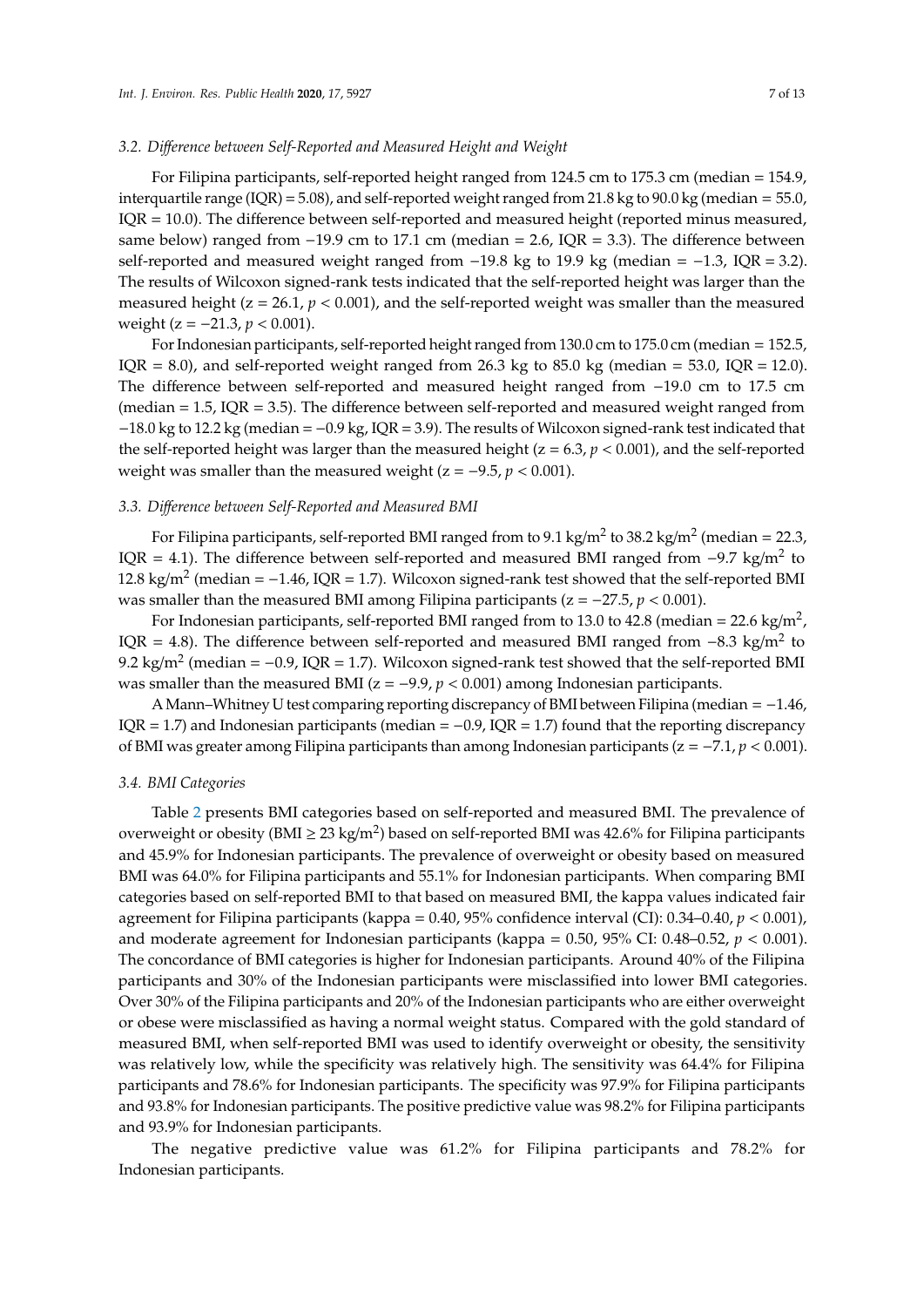### 3.2. Difference between Self-Reported and Measured Height and Weight

For Filipina participants, self-reported height ranged from 124.5 cm to 175.3 cm (median = 154.9, interquartile range (IQR) = 5.08), and self-reported weight ranged from 21.8 kg to 90.0 kg (median = 55.0, IQR = 10.0). The difference between self-reported and measured height (reported minus measured, same below) ranged from −19.9 cm to 17.1 cm (median = 2.6, IQR = 3.3). The difference between self-reported and measured weight ranged from −19.8 kg to 19.9 kg (median = −1.3, IQR = 3.2). The results of Wilcoxon signed-rank tests indicated that the self-reported height was larger than the measured height (z = 26.1, $p < 0.001$), and the self-reported weight was smaller than the measured weight (z = −21.3, $p < 0.001$).

For Indonesian participants, self-reported height ranged from 130.0 cm to 175.0 cm (median = 152.5, IQR = 8.0), and self-reported weight ranged from 26.3 kg to 85.0 kg (median = 53.0, IQR = 12.0). The difference between self-reported and measured height ranged from −19.0 cm to 17.5 cm (median = 1.5, IQR = 3.5). The difference between self-reported and measured weight ranged from −18.0 kg to 12.2 kg (median = −0.9 kg, IQR = 3.9). The results of Wilcoxon signed-rank test indicated that the self-reported height was larger than the measured height (z = 6.3, $p < 0.001$), and the self-reported weight was smaller than the measured weight (z = −9.5, $p < 0.001$).

### 3.3. Difference between Self-Reported and Measured BMI

For Filipina participants, self-reported BMI ranged from to 9.1 kg/m$^2$ to 38.2 kg/m$^2$ (median = 22.3, IQR = 4.1). The difference between self-reported and measured BMI ranged from −9.7 kg/m$^2$ to 12.8 kg/m$^2$ (median = −1.46, IQR = 1.7). Wilcoxon signed-rank test showed that the self-reported BMI was smaller than the measured BMI among Filipina participants (z = −27.5, $p < 0.001$).

For Indonesian participants, self-reported BMI ranged from to 13.0 to 42.8 (median = 22.6 kg/m$^2$, IQR = 4.8). The difference between self-reported and measured BMI ranged from −8.3 kg/m$^2$ to 9.2 kg/m$^2$ (median = −0.9, IQR = 1.7). Wilcoxon signed-rank test showed that the self-reported BMI was smaller than the measured BMI (z = −9.9, $p < 0.001$) among Indonesian participants.

A Mann–Whitney U test comparing reporting discrepancy of BMI between Filipina (median = −1.46, IQR = 1.7) and Indonesian participants (median = −0.9, IQR = 1.7) found that the reporting discrepancy of BMI was greater among Filipina participants than among Indonesian participants (z = −7.1, $p < 0.001$).

### 3.4. BMI Categories

Table 2 presents BMI categories based on self-reported and measured BMI. The prevalence of overweight or obesity (BMI ≥ 23 kg/m$^2$) based on self-reported BMI was 42.6% for Filipina participants and 45.9% for Indonesian participants. The prevalence of overweight or obesity based on measured BMI was 64.0% for Filipina participants and 55.1% for Indonesian participants. When comparing BMI categories based on self-reported BMI to that based on measured BMI, the kappa values indicated fair agreement for Filipina participants (kappa = 0.40, 95% confidence interval (CI): 0.34–0.40, $p < 0.001$), and moderate agreement for Indonesian participants (kappa = 0.50, 95% CI: 0.48–0.52, $p < 0.001$). The concordance of BMI categories is higher for Indonesian participants. Around 40% of the Filipina participants and 30% of the Indonesian participants were misclassified into lower BMI categories. Over 30% of the Filipina participants and 20% of the Indonesian participants who are either overweight or obese were misclassified as having a normal weight status. Compared with the gold standard of measured BMI, when self-reported BMI was used to identify overweight or obesity, the sensitivity was relatively low, while the specificity was relatively high. The sensitivity was 64.4% for Filipina participants and 78.6% for Indonesian participants. The specificity was 97.9% for Filipina participants and 93.8% for Indonesian participants. The positive predictive value was 98.2% for Filipina participants and 93.9% for Indonesian participants.

The negative predictive value was 61.2% for Filipina participants and 78.2% for Indonesian participants.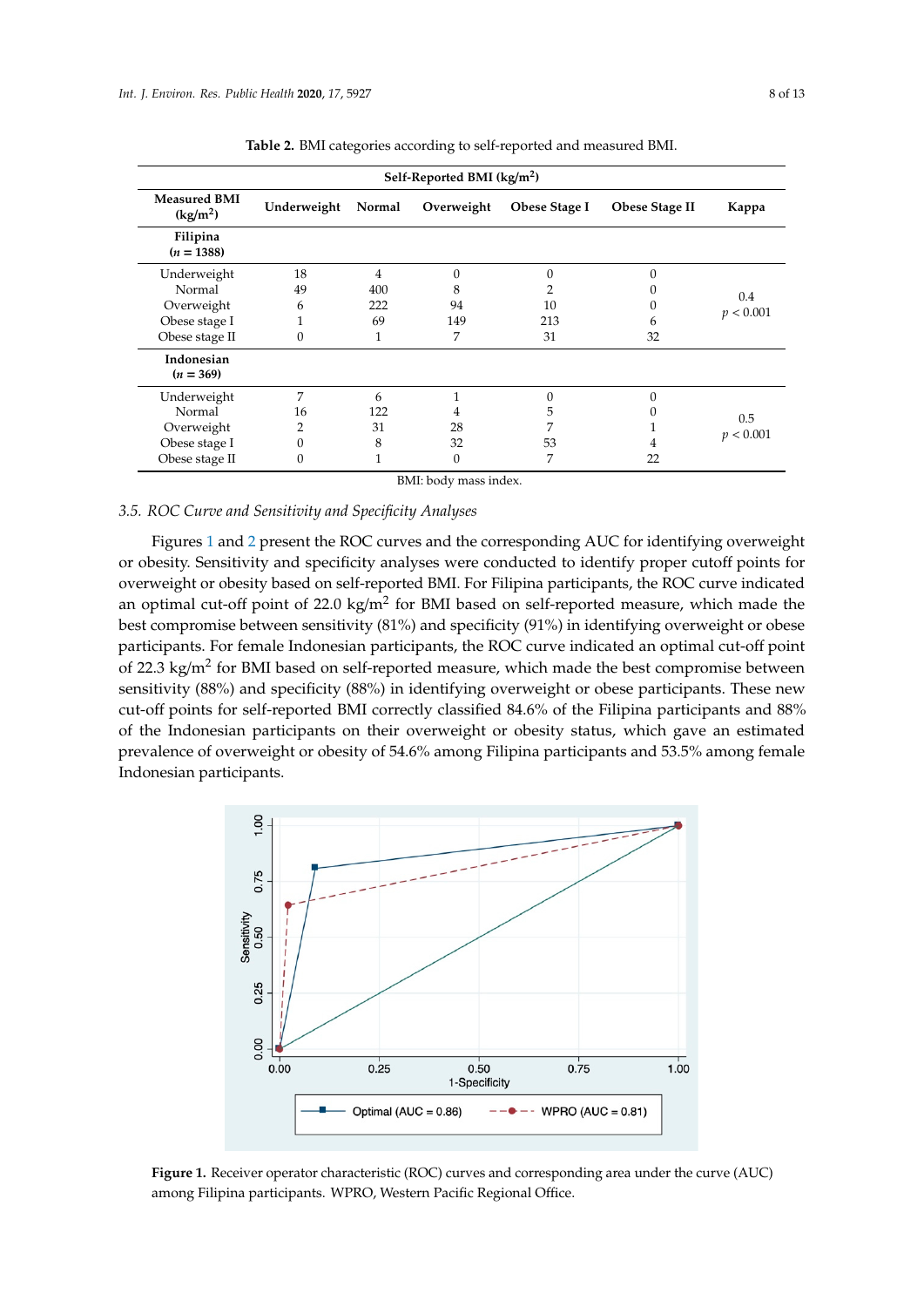**Table 2.** BMI categories according to self-reported and measured BMI.

| Measured BMI (kg/m$^2$) | Self-Reported BMI (kg/m$^2$) Underweight | Normal | Overweight | Obese Stage I | Obese Stage II | Kappa |
|---|---|---|---|---|---|---|
| **Filipina ($n$ = 1388)** | | | | | | |
| Underweight | 18 | 4 | 0 | 0 | 0 | 0.4 $p < 0.001$ |
| Normal | 49 | 400 | 8 | 2 | 0 | |
| Overweight | 6 | 222 | 94 | 10 | 0 | |
| Obese stage I | 1 | 69 | 149 | 213 | 6 | |
| Obese stage II | 0 | 1 | 7 | 31 | 32 | |
| **Indonesian ($n$ = 369)** | | | | | | |
| Underweight | 7 | 6 | 1 | 0 | 0 | 0.5 $p < 0.001$ |
| Normal | 16 | 122 | 4 | 5 | 0 | |
| Overweight | 2 | 31 | 28 | 7 | 1 | |
| Obese stage I | 0 | 8 | 32 | 53 | 4 | |
| Obese stage II | 0 | 1 | 0 | 7 | 22 | |

BMI: body mass index.

### 3.5. ROC Curve and Sensitivity and Specificity Analyses

Figures 1 and 2 present the ROC curves and the corresponding AUC for identifying overweight or obesity. Sensitivity and specificity analyses were conducted to identify proper cutoff points for overweight or obesity based on self-reported BMI. For Filipina participants, the ROC curve indicated an optimal cut-off point of 22.0 kg/m$^2$ for BMI based on self-reported measure, which made the best compromise between sensitivity (81%) and specificity (91%) in identifying overweight or obese participants. For female Indonesian participants, the ROC curve indicated an optimal cut-off point of 22.3 kg/m$^2$ for BMI based on self-reported measure, which made the best compromise between sensitivity (88%) and specificity (88%) in identifying overweight or obese participants. These new cut-off points for self-reported BMI correctly classified 84.6% of the Filipina participants and 88% of the Indonesian participants on their overweight or obesity status, which gave an estimated prevalence of overweight or obesity of 54.6% among Filipina participants and 53.5% among female Indonesian participants.

**Figure 1.** Receiver operator characteristic (ROC) curves and corresponding area under the curve (AUC) among Filipina participants. WPRO, Western Pacific Regional Office.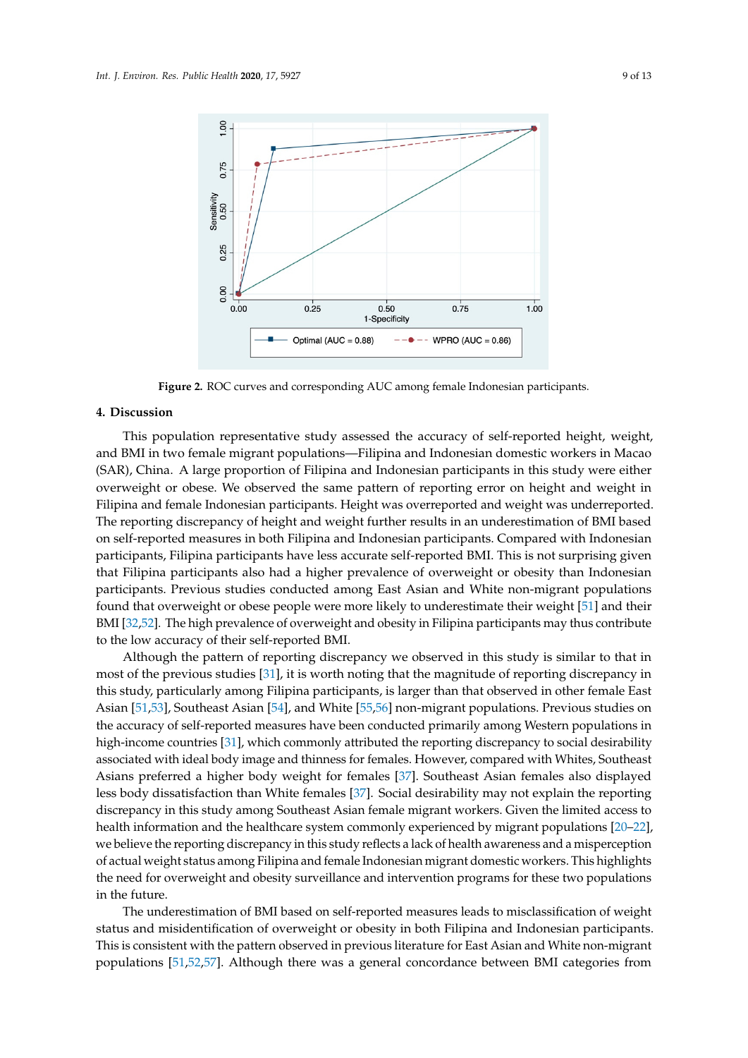Figure 2. ROC curves and corresponding AUC among female Indonesian participants.

## 4. Discussion

This population representative study assessed the accuracy of self-reported height, weight, and BMI in two female migrant populations—Filipina and Indonesian domestic workers in Macao (SAR), China. A large proportion of Filipina and Indonesian participants in this study were either overweight or obese. We observed the same pattern of reporting error on height and weight in Filipina and female Indonesian participants. Height was overreported and weight was underreported. The reporting discrepancy of height and weight further results in an underestimation of BMI based on self-reported measures in both Filipina and Indonesian participants. Compared with Indonesian participants, Filipina participants have less accurate self-reported BMI. This is not surprising given that Filipina participants also had a higher prevalence of overweight or obesity than Indonesian participants. Previous studies conducted among East Asian and White non-migrant populations found that overweight or obese people were more likely to underestimate their weight [51] and their BMI [32,52]. The high prevalence of overweight and obesity in Filipina participants may thus contribute to the low accuracy of their self-reported BMI.

Although the pattern of reporting discrepancy we observed in this study is similar to that in most of the previous studies [31], it is worth noting that the magnitude of reporting discrepancy in this study, particularly among Filipina participants, is larger than that observed in other female East Asian [51,53], Southeast Asian [54], and White [55,56] non-migrant populations. Previous studies on the accuracy of self-reported measures have been conducted primarily among Western populations in high-income countries [31], which commonly attributed the reporting discrepancy to social desirability associated with ideal body image and thinness for females. However, compared with Whites, Southeast Asians preferred a higher body weight for females [37]. Southeast Asian females also displayed less body dissatisfaction than White females [37]. Social desirability may not explain the reporting discrepancy in this study among Southeast Asian female migrant workers. Given the limited access to health information and the healthcare system commonly experienced by migrant populations [20–22], we believe the reporting discrepancy in this study reflects a lack of health awareness and a misperception of actual weight status among Filipina and female Indonesian migrant domestic workers. This highlights the need for overweight and obesity surveillance and intervention programs for these two populations in the future.

The underestimation of BMI based on self-reported measures leads to misclassification of weight status and misidentification of overweight or obesity in both Filipina and Indonesian participants. This is consistent with the pattern observed in previous literature for East Asian and White non-migrant populations [51,52,57]. Although there was a general concordance between BMI categories from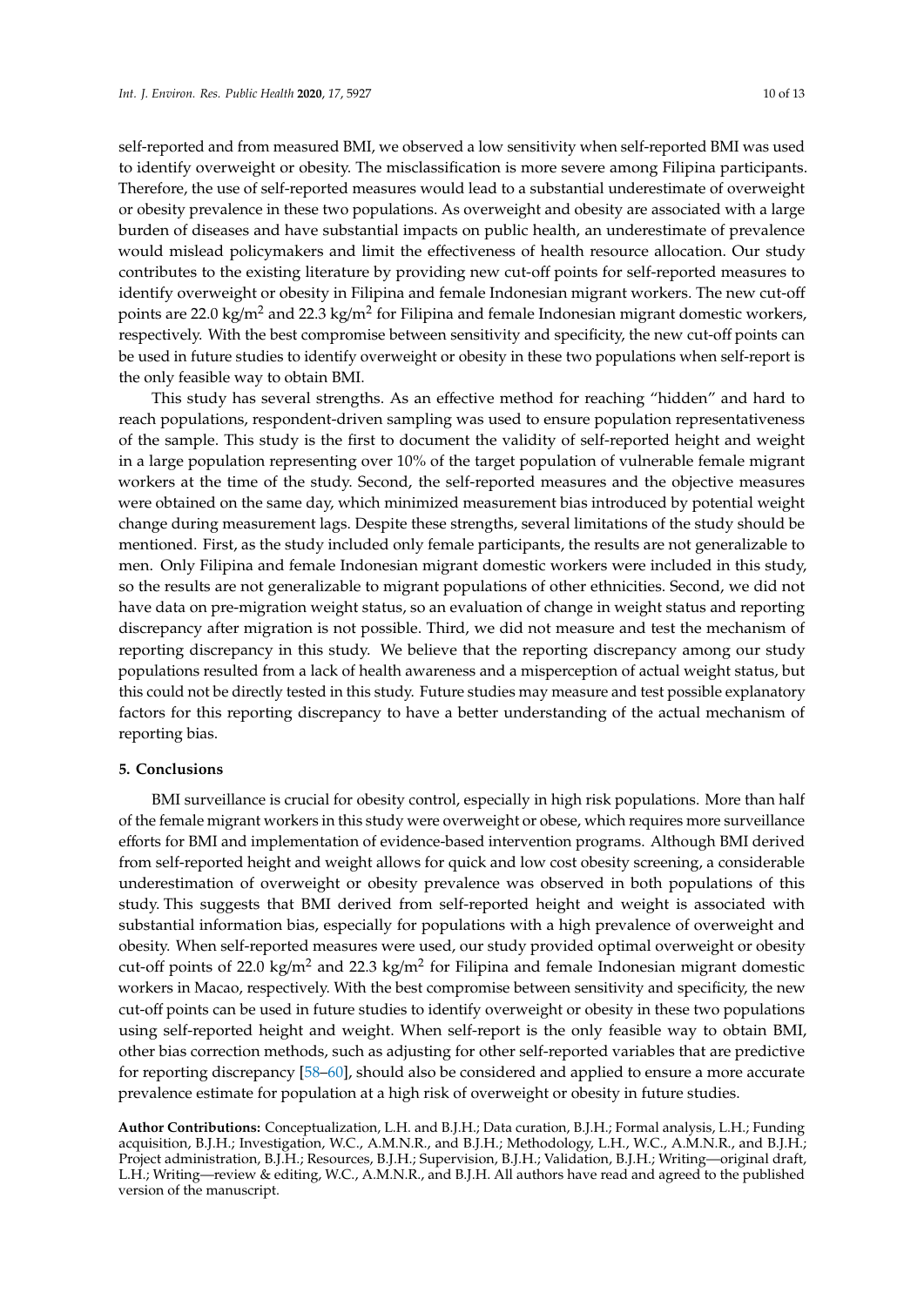self-reported and from measured BMI, we observed a low sensitivity when self-reported BMI was used to identify overweight or obesity. The misclassification is more severe among Filipina participants. Therefore, the use of self-reported measures would lead to a substantial underestimate of overweight or obesity prevalence in these two populations. As overweight and obesity are associated with a large burden of diseases and have substantial impacts on public health, an underestimate of prevalence would mislead policymakers and limit the effectiveness of health resource allocation. Our study contributes to the existing literature by providing new cut-off points for self-reported measures to identify overweight or obesity in Filipina and female Indonesian migrant workers. The new cut-off points are 22.0 kg/m$^2$ and 22.3 kg/m$^2$ for Filipina and female Indonesian migrant domestic workers, respectively. With the best compromise between sensitivity and specificity, the new cut-off points can be used in future studies to identify overweight or obesity in these two populations when self-report is the only feasible way to obtain BMI.

This study has several strengths. As an effective method for reaching "hidden" and hard to reach populations, respondent-driven sampling was used to ensure population representativeness of the sample. This study is the first to document the validity of self-reported height and weight in a large population representing over 10% of the target population of vulnerable female migrant workers at the time of the study. Second, the self-reported measures and the objective measures were obtained on the same day, which minimized measurement bias introduced by potential weight change during measurement lags. Despite these strengths, several limitations of the study should be mentioned. First, as the study included only female participants, the results are not generalizable to men. Only Filipina and female Indonesian migrant domestic workers were included in this study, so the results are not generalizable to migrant populations of other ethnicities. Second, we did not have data on pre-migration weight status, so an evaluation of change in weight status and reporting discrepancy after migration is not possible. Third, we did not measure and test the mechanism of reporting discrepancy in this study. We believe that the reporting discrepancy among our study populations resulted from a lack of health awareness and a misperception of actual weight status, but this could not be directly tested in this study. Future studies may measure and test possible explanatory factors for this reporting discrepancy to have a better understanding of the actual mechanism of reporting bias.

## 5. Conclusions

BMI surveillance is crucial for obesity control, especially in high risk populations. More than half of the female migrant workers in this study were overweight or obese, which requires more surveillance efforts for BMI and implementation of evidence-based intervention programs. Although BMI derived from self-reported height and weight allows for quick and low cost obesity screening, a considerable underestimation of overweight or obesity prevalence was observed in both populations of this study. This suggests that BMI derived from self-reported height and weight is associated with substantial information bias, especially for populations with a high prevalence of overweight and obesity. When self-reported measures were used, our study provided optimal overweight or obesity cut-off points of 22.0 kg/m$^2$ and 22.3 kg/m$^2$ for Filipina and female Indonesian migrant domestic workers in Macao, respectively. With the best compromise between sensitivity and specificity, the new cut-off points can be used in future studies to identify overweight or obesity in these two populations using self-reported height and weight. When self-report is the only feasible way to obtain BMI, other bias correction methods, such as adjusting for other self-reported variables that are predictive for reporting discrepancy [58–60], should also be considered and applied to ensure a more accurate prevalence estimate for population at a high risk of overweight or obesity in future studies.

**Author Contributions:** Conceptualization, L.H. and B.J.H.; Data curation, B.J.H.; Formal analysis, L.H.; Funding acquisition, B.J.H.; Investigation, W.C., A.M.N.R., and B.J.H.; Methodology, L.H., W.C., A.M.N.R., and B.J.H.; Project administration, B.J.H.; Resources, B.J.H.; Supervision, B.J.H.; Validation, B.J.H.; Writing—original draft, L.H.; Writing—review & editing, W.C., A.M.N.R., and B.J.H. All authors have read and agreed to the published version of the manuscript.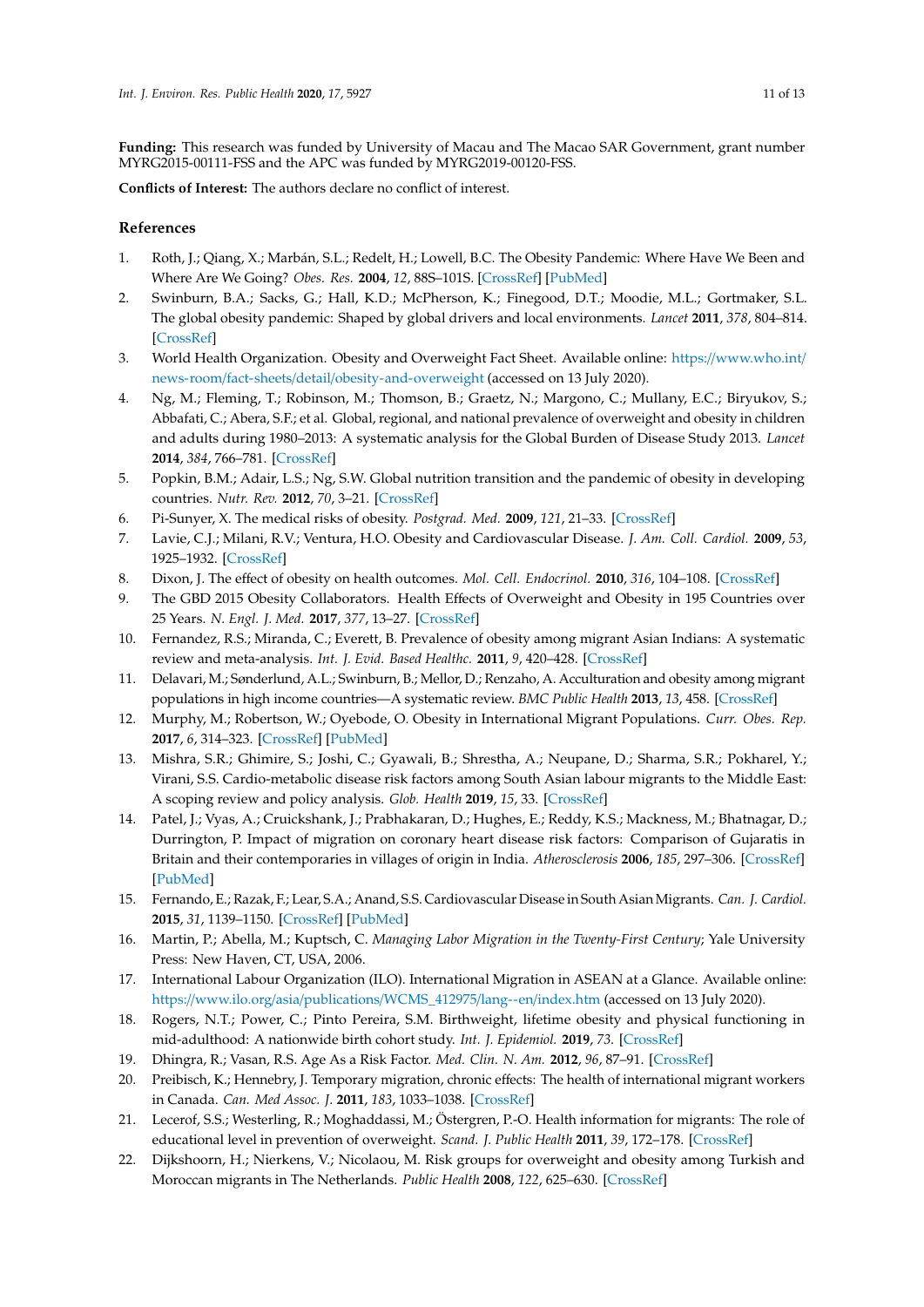**Funding:** This research was funded by University of Macau and The Macao SAR Government, grant number MYRG2015-00111-FSS and the APC was funded by MYRG2019-00120-FSS.

**Conflicts of Interest:** The authors declare no conflict of interest.

## References

1. Roth, J.; Qiang, X.; Marbán, S.L.; Redelt, H.; Lowell, B.C. The Obesity Pandemic: Where Have We Been and Where Are We Going? *Obes. Res.* **2004**, *12*, 88S–101S. [CrossRef] [PubMed]
2. Swinburn, B.A.; Sacks, G.; Hall, K.D.; McPherson, K.; Finegood, D.T.; Moodie, M.L.; Gortmaker, S.L. The global obesity pandemic: Shaped by global drivers and local environments. *Lancet* **2011**, *378*, 804–814. [CrossRef]
3. World Health Organization. Obesity and Overweight Fact Sheet. Available online: https://www.who.int/news-room/fact-sheets/detail/obesity-and-overweight (accessed on 13 July 2020).
4. Ng, M.; Fleming, T.; Robinson, M.; Thomson, B.; Graetz, N.; Margono, C.; Mullany, E.C.; Biryukov, S.; Abbafati, C.; Abera, S.F.; et al. Global, regional, and national prevalence of overweight and obesity in children and adults during 1980–2013: A systematic analysis for the Global Burden of Disease Study 2013. *Lancet* **2014**, *384*, 766–781. [CrossRef]
5. Popkin, B.M.; Adair, L.S.; Ng, S.W. Global nutrition transition and the pandemic of obesity in developing countries. *Nutr. Rev.* **2012**, *70*, 3–21. [CrossRef]
6. Pi-Sunyer, X. The medical risks of obesity. *Postgrad. Med.* **2009**, *121*, 21–33. [CrossRef]
7. Lavie, C.J.; Milani, R.V.; Ventura, H.O. Obesity and Cardiovascular Disease. *J. Am. Coll. Cardiol.* **2009**, *53*, 1925–1932. [CrossRef]
8. Dixon, J. The effect of obesity on health outcomes. *Mol. Cell. Endocrinol.* **2010**, *316*, 104–108. [CrossRef]
9. The GBD 2015 Obesity Collaborators. Health Effects of Overweight and Obesity in 195 Countries over 25 Years. *N. Engl. J. Med.* **2017**, *377*, 13–27. [CrossRef]
10. Fernandez, R.S.; Miranda, C.; Everett, B. Prevalence of obesity among migrant Asian Indians: A systematic review and meta-analysis. *Int. J. Evid. Based Healthc.* **2011**, *9*, 420–428. [CrossRef]
11. Delavari, M.; Sønderlund, A.L.; Swinburn, B.; Mellor, D.; Renzaho, A. Acculturation and obesity among migrant populations in high income countries—A systematic review. *BMC Public Health* **2013**, *13*, 458. [CrossRef]
12. Murphy, M.; Robertson, W.; Oyebode, O. Obesity in International Migrant Populations. *Curr. Obes. Rep.* **2017**, *6*, 314–323. [CrossRef] [PubMed]
13. Mishra, S.R.; Ghimire, S.; Joshi, C.; Gyawali, B.; Shrestha, A.; Neupane, D.; Sharma, S.R.; Pokharel, Y.; Virani, S.S. Cardio-metabolic disease risk factors among South Asian labour migrants to the Middle East: A scoping review and policy analysis. *Glob. Health* **2019**, *15*, 33. [CrossRef]
14. Patel, J.; Vyas, A.; Cruickshank, J.; Prabhakaran, D.; Hughes, E.; Reddy, K.S.; Mackness, M.; Bhatnagar, D.; Durrington, P. Impact of migration on coronary heart disease risk factors: Comparison of Gujaratis in Britain and their contemporaries in villages of origin in India. *Atherosclerosis* **2006**, *185*, 297–306. [CrossRef] [PubMed]
15. Fernando, E.; Razak, F.; Lear, S.A.; Anand, S.S. Cardiovascular Disease in South Asian Migrants. *Can. J. Cardiol.* **2015**, *31*, 1139–1150. [CrossRef] [PubMed]
16. Martin, P.; Abella, M.; Kuptsch, C. *Managing Labor Migration in the Twenty-First Century*; Yale University Press: New Haven, CT, USA, 2006.
17. International Labour Organization (ILO). International Migration in ASEAN at a Glance. Available online: https://www.ilo.org/asia/publications/WCMS_412975/lang--en/index.htm (accessed on 13 July 2020).
18. Rogers, N.T.; Power, C.; Pinto Pereira, S.M. Birthweight, lifetime obesity and physical functioning in mid-adulthood: A nationwide birth cohort study. *Int. J. Epidemiol.* **2019**, *73*. [CrossRef]
19. Dhingra, R.; Vasan, R.S. Age As a Risk Factor. *Med. Clin. N. Am.* **2012**, *96*, 87–91. [CrossRef]
20. Preibisch, K.; Hennebry, J. Temporary migration, chronic effects: The health of international migrant workers in Canada. *Can. Med Assoc. J.* **2011**, *183*, 1033–1038. [CrossRef]
21. Lecerof, S.S.; Westerling, R.; Moghaddassi, M.; Östergren, P.-O. Health information for migrants: The role of educational level in prevention of overweight. *Scand. J. Public Health* **2011**, *39*, 172–178. [CrossRef]
22. Dijkshoorn, H.; Nierkens, V.; Nicolaou, M. Risk groups for overweight and obesity among Turkish and Moroccan migrants in The Netherlands. *Public Health* **2008**, *122*, 625–630. [CrossRef]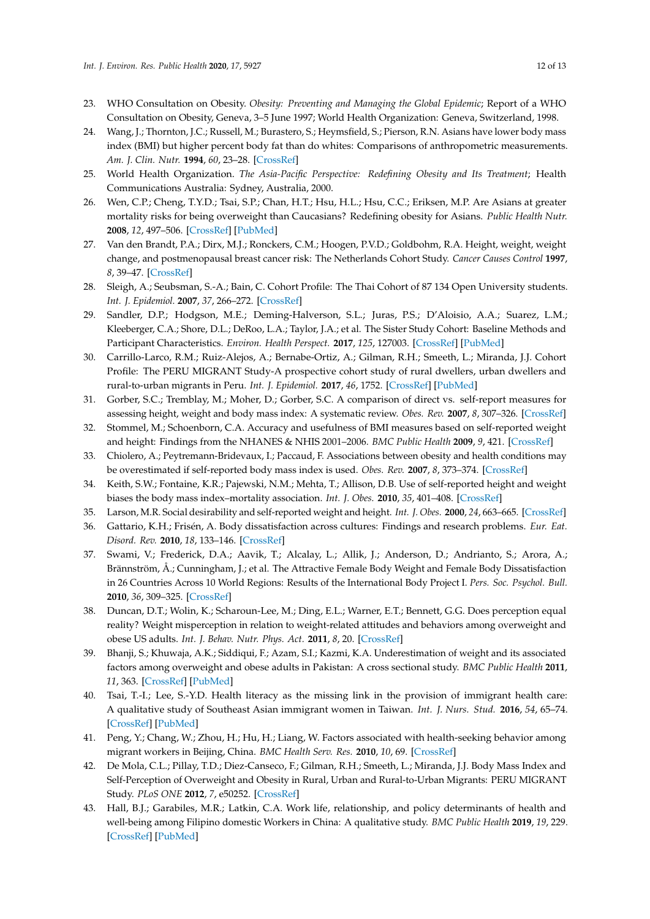23. WHO Consultation on Obesity. *Obesity: Preventing and Managing the Global Epidemic*; Report of a WHO Consultation on Obesity, Geneva, 3–5 June 1997; World Health Organization: Geneva, Switzerland, 1998.
24. Wang, J.; Thornton, J.C.; Russell, M.; Burastero, S.; Heymsfield, S.; Pierson, R.N. Asians have lower body mass index (BMI) but higher percent body fat than do whites: Comparisons of anthropometric measurements. *Am. J. Clin. Nutr.* **1994**, *60*, 23–28. [CrossRef]
25. World Health Organization. *The Asia-Pacific Perspective: Redefining Obesity and Its Treatment*; Health Communications Australia: Sydney, Australia, 2000.
26. Wen, C.P.; Cheng, T.Y.D.; Tsai, S.P.; Chan, H.T.; Hsu, H.L.; Hsu, C.C.; Eriksen, M.P. Are Asians at greater mortality risks for being overweight than Caucasians? Redefining obesity for Asians. *Public Health Nutr.* **2008**, *12*, 497–506. [CrossRef] [PubMed]
27. Van den Brandt, P.A.; Dirx, M.J.; Ronckers, C.M.; Hoogen, P.V.D.; Goldbohm, R.A. Height, weight, weight change, and postmenopausal breast cancer risk: The Netherlands Cohort Study. *Cancer Causes Control* **1997**, *8*, 39–47. [CrossRef]
28. Sleigh, A.; Seubsman, S.-A.; Bain, C. Cohort Profile: The Thai Cohort of 87 134 Open University students. *Int. J. Epidemiol.* **2007**, *37*, 266–272. [CrossRef]
29. Sandler, D.P.; Hodgson, M.E.; Deming-Halverson, S.L.; Juras, P.S.; D'Aloisio, A.A.; Suarez, L.M.; Kleeberger, C.A.; Shore, D.L.; DeRoo, L.A.; Taylor, J.A.; et al. The Sister Study Cohort: Baseline Methods and Participant Characteristics. *Environ. Health Perspect.* **2017**, *125*, 127003. [CrossRef] [PubMed]
30. Carrillo-Larco, R.M.; Ruiz-Alejos, A.; Bernabe-Ortiz, A.; Gilman, R.H.; Smeeth, L.; Miranda, J.J. Cohort Profile: The PERU MIGRANT Study-A prospective cohort study of rural dwellers, urban dwellers and rural-to-urban migrants in Peru. *Int. J. Epidemiol.* **2017**, *46*, 1752. [CrossRef] [PubMed]
31. Gorber, S.C.; Tremblay, M.; Moher, D.; Gorber, S.C. A comparison of direct vs. self-report measures for assessing height, weight and body mass index: A systematic review. *Obes. Rev.* **2007**, *8*, 307–326. [CrossRef]
32. Stommel, M.; Schoenborn, C.A. Accuracy and usefulness of BMI measures based on self-reported weight and height: Findings from the NHANES & NHIS 2001–2006. *BMC Public Health* **2009**, *9*, 421. [CrossRef]
33. Chiolero, A.; Peytremann-Bridevaux, I.; Paccaud, F. Associations between obesity and health conditions may be overestimated if self-reported body mass index is used. *Obes. Rev.* **2007**, *8*, 373–374. [CrossRef]
34. Keith, S.W.; Fontaine, K.R.; Pajewski, N.M.; Mehta, T.; Allison, D.B. Use of self-reported height and weight biases the body mass index–mortality association. *Int. J. Obes.* **2010**, *35*, 401–408. [CrossRef]
35. Larson, M.R. Social desirability and self-reported weight and height. *Int. J. Obes.* **2000**, *24*, 663–665. [CrossRef]
36. Gattario, K.H.; Frisén, A. Body dissatisfaction across cultures: Findings and research problems. *Eur. Eat. Disord. Rev.* **2010**, *18*, 133–146. [CrossRef]
37. Swami, V.; Frederick, D.A.; Aavik, T.; Alcalay, L.; Allik, J.; Anderson, D.; Andrianto, S.; Arora, A.; Brännström, Å.; Cunningham, J.; et al. The Attractive Female Body Weight and Female Body Dissatisfaction in 26 Countries Across 10 World Regions: Results of the International Body Project I. *Pers. Soc. Psychol. Bull.* **2010**, *36*, 309–325. [CrossRef]
38. Duncan, D.T.; Wolin, K.; Scharoun-Lee, M.; Ding, E.L.; Warner, E.T.; Bennett, G.G. Does perception equal reality? Weight misperception in relation to weight-related attitudes and behaviors among overweight and obese US adults. *Int. J. Behav. Nutr. Phys. Act.* **2011**, *8*, 20. [CrossRef]
39. Bhanji, S.; Khuwaja, A.K.; Siddiqui, F.; Azam, S.I.; Kazmi, K.A. Underestimation of weight and its associated factors among overweight and obese adults in Pakistan: A cross sectional study. *BMC Public Health* **2011**, *11*, 363. [CrossRef] [PubMed]
40. Tsai, T.-I.; Lee, S.-Y.D. Health literacy as the missing link in the provision of immigrant health care: A qualitative study of Southeast Asian immigrant women in Taiwan. *Int. J. Nurs. Stud.* **2016**, *54*, 65–74. [CrossRef] [PubMed]
41. Peng, Y.; Chang, W.; Zhou, H.; Hu, H.; Liang, W. Factors associated with health-seeking behavior among migrant workers in Beijing, China. *BMC Health Serv. Res.* **2010**, *10*, 69. [CrossRef]
42. De Mola, C.L.; Pillay, T.D.; Diez-Canseco, F.; Gilman, R.H.; Smeeth, L.; Miranda, J.J. Body Mass Index and Self-Perception of Overweight and Obesity in Rural, Urban and Rural-to-Urban Migrants: PERU MIGRANT Study. *PLoS ONE* **2012**, *7*, e50252. [CrossRef]
43. Hall, B.J.; Garabiles, M.R.; Latkin, C.A. Work life, relationship, and policy determinants of health and well-being among Filipino domestic Workers in China: A qualitative study. *BMC Public Health* **2019**, *19*, 229. [CrossRef] [PubMed]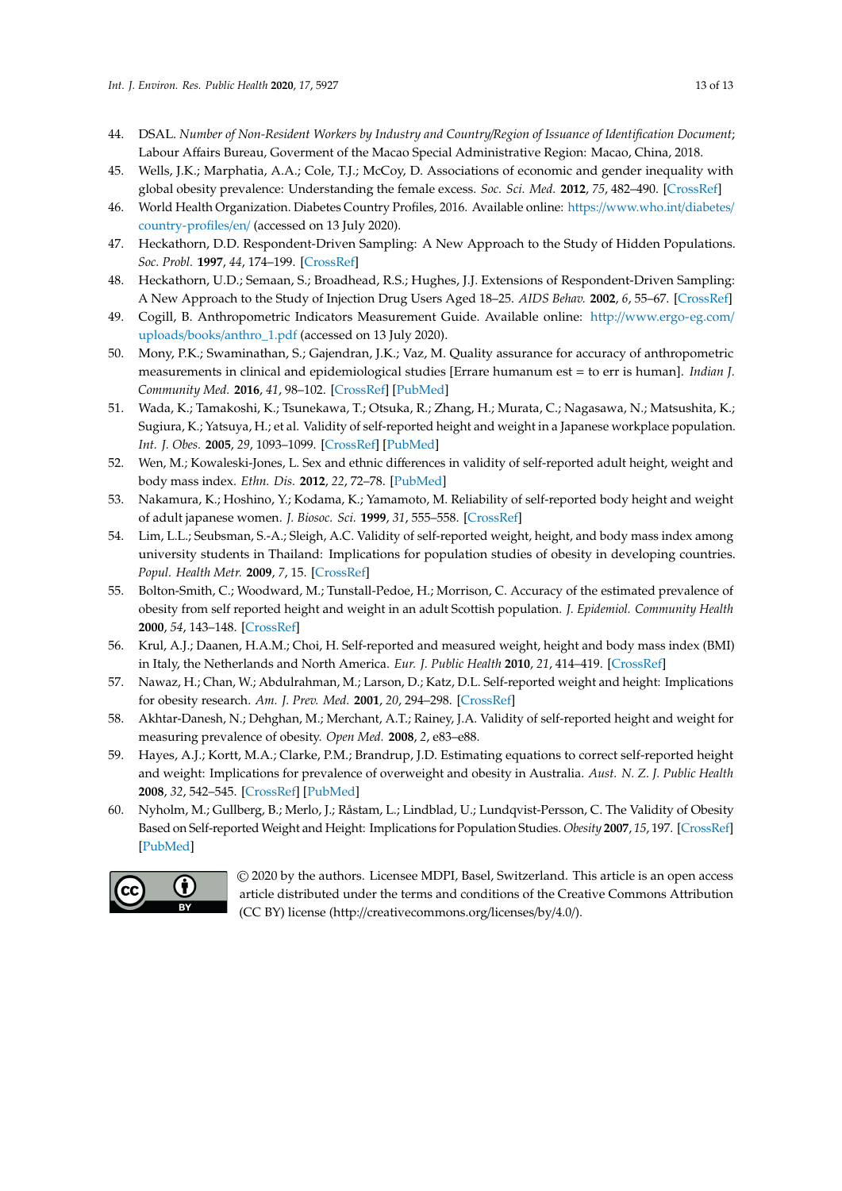44. DSAL. *Number of Non-Resident Workers by Industry and Country/Region of Issuance of Identification Document*; Labour Affairs Bureau, Goverment of the Macao Special Administrative Region: Macao, China, 2018.
45. Wells, J.K.; Marphatia, A.A.; Cole, T.J.; McCoy, D. Associations of economic and gender inequality with global obesity prevalence: Understanding the female excess. *Soc. Sci. Med.* **2012**, *75*, 482–490. [CrossRef]
46. World Health Organization. Diabetes Country Profiles, 2016. Available online: https://www.who.int/diabetes/country-profiles/en/ (accessed on 13 July 2020).
47. Heckathorn, D.D. Respondent-Driven Sampling: A New Approach to the Study of Hidden Populations. *Soc. Probl.* **1997**, *44*, 174–199. [CrossRef]
48. Heckathorn, U.D.; Semaan, S.; Broadhead, R.S.; Hughes, J.J. Extensions of Respondent-Driven Sampling: A New Approach to the Study of Injection Drug Users Aged 18–25. *AIDS Behav.* **2002**, *6*, 55–67. [CrossRef]
49. Cogill, B. Anthropometric Indicators Measurement Guide. Available online: http://www.ergo-eg.com/uploads/books/anthro_1.pdf (accessed on 13 July 2020).
50. Mony, P.K.; Swaminathan, S.; Gajendran, J.K.; Vaz, M. Quality assurance for accuracy of anthropometric measurements in clinical and epidemiological studies [Errare humanum est = to err is human]. *Indian J. Community Med.* **2016**, *41*, 98–102. [CrossRef] [PubMed]
51. Wada, K.; Tamakoshi, K.; Tsunekawa, T.; Otsuka, R.; Zhang, H.; Murata, C.; Nagasawa, N.; Matsushita, K.; Sugiura, K.; Yatsuya, H.; et al. Validity of self-reported height and weight in a Japanese workplace population. *Int. J. Obes.* **2005**, *29*, 1093–1099. [CrossRef] [PubMed]
52. Wen, M.; Kowaleski-Jones, L. Sex and ethnic differences in validity of self-reported adult height, weight and body mass index. *Ethn. Dis.* **2012**, *22*, 72–78. [PubMed]
53. Nakamura, K.; Hoshino, Y.; Kodama, K.; Yamamoto, M. Reliability of self-reported body height and weight of adult japanese women. *J. Biosoc. Sci.* **1999**, *31*, 555–558. [CrossRef]
54. Lim, L.L.; Seubsman, S.-A.; Sleigh, A.C. Validity of self-reported weight, height, and body mass index among university students in Thailand: Implications for population studies of obesity in developing countries. *Popul. Health Metr.* **2009**, *7*, 15. [CrossRef]
55. Bolton-Smith, C.; Woodward, M.; Tunstall-Pedoe, H.; Morrison, C. Accuracy of the estimated prevalence of obesity from self reported height and weight in an adult Scottish population. *J. Epidemiol. Community Health* **2000**, *54*, 143–148. [CrossRef]
56. Krul, A.J.; Daanen, H.A.M.; Choi, H. Self-reported and measured weight, height and body mass index (BMI) in Italy, the Netherlands and North America. *Eur. J. Public Health* **2010**, *21*, 414–419. [CrossRef]
57. Nawaz, H.; Chan, W.; Abdulrahman, M.; Larson, D.; Katz, D.L. Self-reported weight and height: Implications for obesity research. *Am. J. Prev. Med.* **2001**, *20*, 294–298. [CrossRef]
58. Akhtar-Danesh, N.; Dehghan, M.; Merchant, A.T.; Rainey, J.A. Validity of self-reported height and weight for measuring prevalence of obesity. *Open Med.* **2008**, *2*, e83–e88.
59. Hayes, A.J.; Kortt, M.A.; Clarke, P.M.; Brandrup, J.D. Estimating equations to correct self-reported height and weight: Implications for prevalence of overweight and obesity in Australia. *Aust. N. Z. J. Public Health* **2008**, *32*, 542–545. [CrossRef] [PubMed]
60. Nyholm, M.; Gullberg, B.; Merlo, J.; Råstam, L.; Lindblad, U.; Lundqvist-Persson, C. The Validity of Obesity Based on Self-reported Weight and Height: Implications for Population Studies. *Obesity* **2007**, *15*, 197. [CrossRef] [PubMed]

© 2020 by the authors. Licensee MDPI, Basel, Switzerland. This article is an open access article distributed under the terms and conditions of the Creative Commons Attribution (CC BY) license (http://creativecommons.org/licenses/by/4.0/).